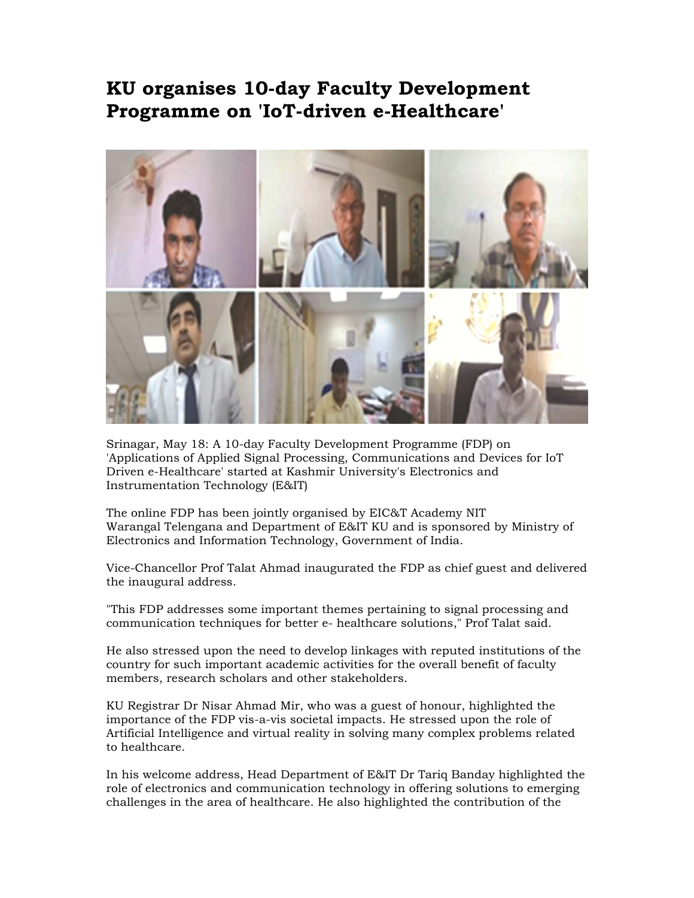# KU organises 10-day Faculty Development Programme on 'IoT-driven e-Healthcare'

Srinagar, May 18: A 10-day Faculty Development Programme (FDP) on 'Applications of Applied Signal Processing, Communications and Devices for IoT Driven e-Healthcare' started at Kashmir University's Electronics and Instrumentation Technology (E&IT)

The online FDP has been jointly organised by EIC&T Academy NIT Warangal Telengana and Department of E&IT KU and is sponsored by Ministry of Electronics and Information Technology, Government of India.

Vice-Chancellor Prof Talat Ahmad inaugurated the FDP as chief guest and delivered the inaugural address.

"This FDP addresses some important themes pertaining to signal processing and communication techniques for better e- healthcare solutions," Prof Talat said.

He also stressed upon the need to develop linkages with reputed institutions of the country for such important academic activities for the overall benefit of faculty members, research scholars and other stakeholders.

KU Registrar Dr Nisar Ahmad Mir, who was a guest of honour, highlighted the importance of the FDP vis-a-vis societal impacts. He stressed upon the role of Artificial Intelligence and virtual reality in solving many complex problems related to healthcare.

In his welcome address, Head Department of E&IT Dr Tariq Banday highlighted the role of electronics and communication technology in offering solutions to emerging challenges in the area of healthcare. He also highlighted the contribution of the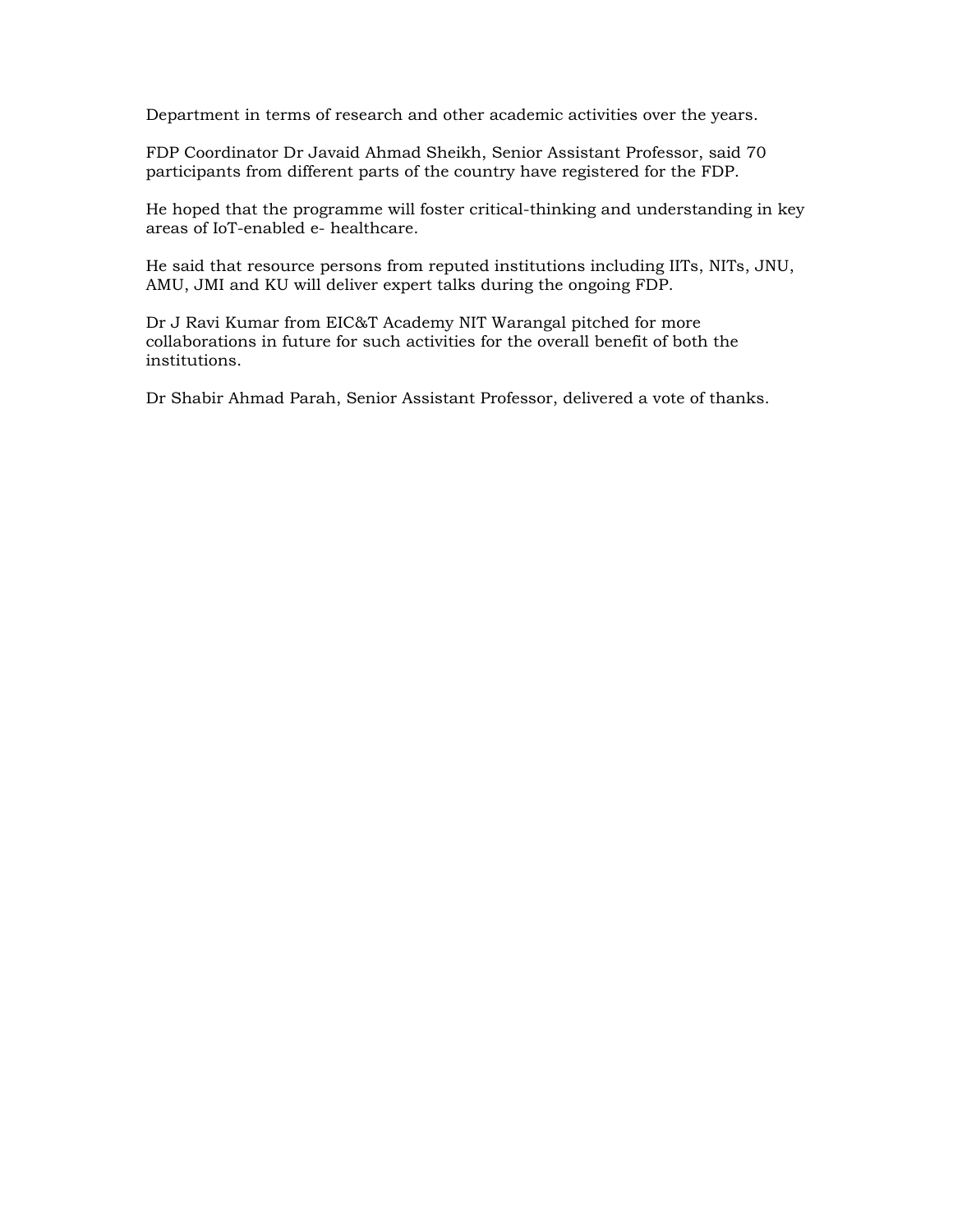Department in terms of research and other academic activities over the years.

FDP Coordinator Dr Javaid Ahmad Sheikh, Senior Assistant Professor, said 70 participants from different parts of the country have registered for the FDP.

He hoped that the programme will foster critical-thinking and understanding in key areas of IoT-enabled e- healthcare.

He said that resource persons from reputed institutions including IITs, NITs, JNU, AMU, JMI and KU will deliver expert talks during the ongoing FDP.

Dr J Ravi Kumar from EIC&T Academy NIT Warangal pitched for more collaborations in future for such activities for the overall benefit of both the institutions.

Dr Shabir Ahmad Parah, Senior Assistant Professor, delivered a vote of thanks.